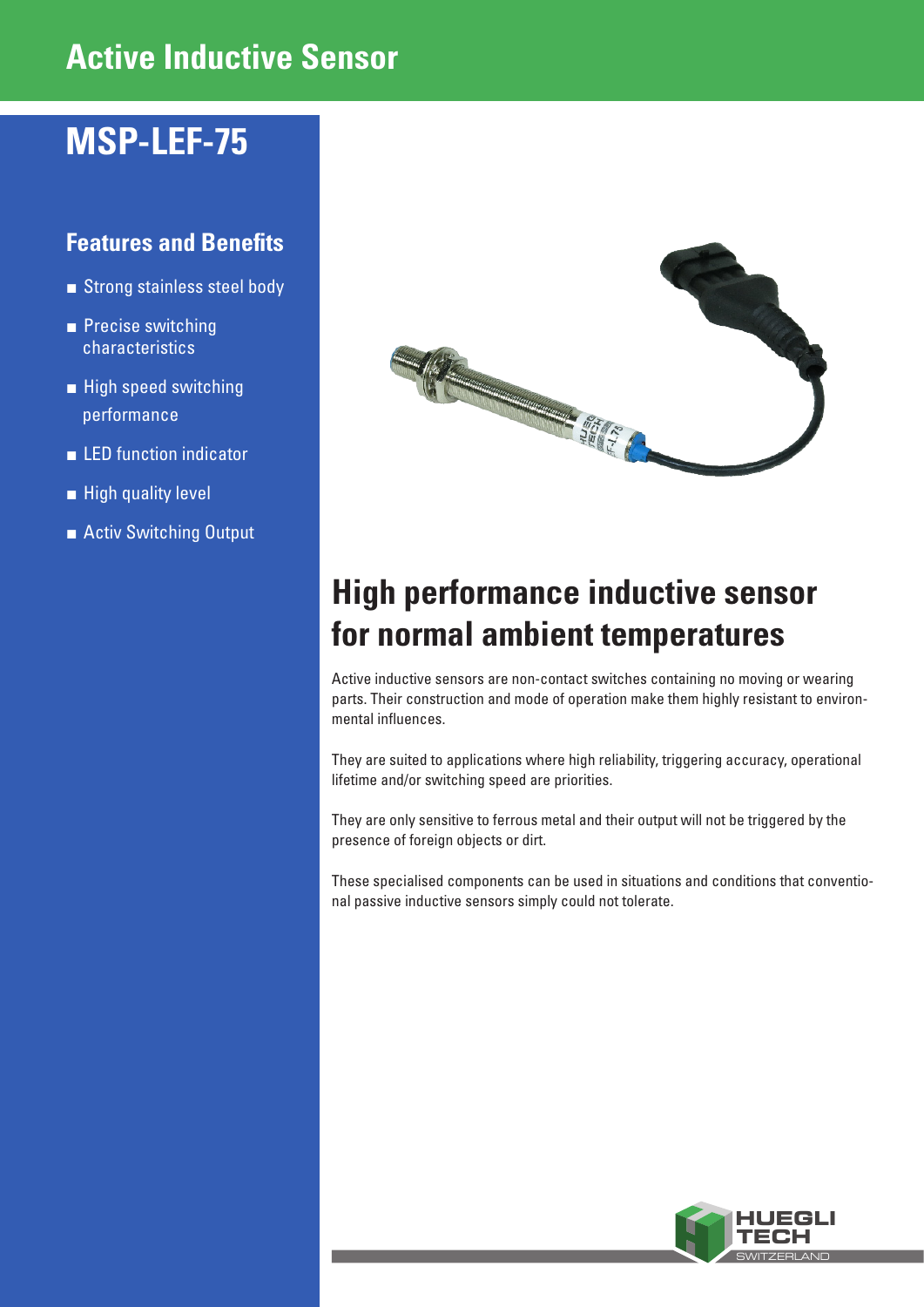# Active Inductive Sensor

## MSP-LEF-75

### Features and Benefits

- Strong stainless steel body
- Precise switching characteristics
- High speed switching performance
- LED function indicator
- High quality level
- Activ Switching Output

## High performance inductive sensor for normal ambient temperatures

Active inductive sensors are non-contact switches containing no moving or wearing parts. Their construction and mode of operation make them highly resistant to environmental influences.

They are suited to applications where high reliability, triggering accuracy, operational lifetime and/or switching speed are priorities.

They are only sensitive to ferrous metal and their output will not be triggered by the presence of foreign objects or dirt.

These specialised components can be used in situations and conditions that conventional passive inductive sensors simply could not tolerate.

HUEGLI TECH
SWITZERLAND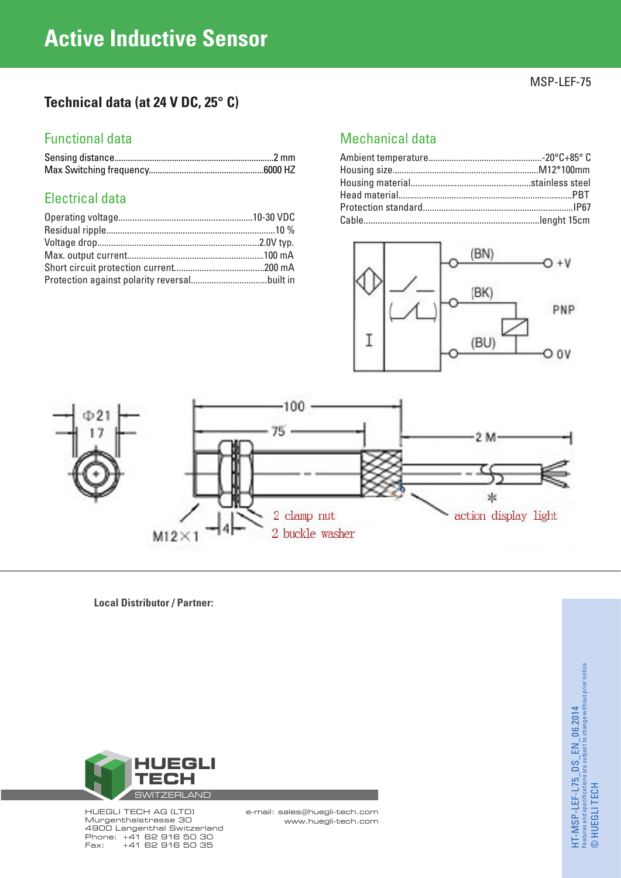# Active Inductive Sensor

MSP-LEF-75

## Technical data (at 24 V DC, 25° C)

### Functional data

Sensing distance........................................................................2 mm
Max Switching frequency...................................................6000 HZ

### Electrical data

Operating voltage..........................................................10-30 VDC
Residual ripple..........................................................................10 %
Voltage drop......................................................................2.0V typ.
Max. output current...........................................................100 mA
Short circuit protection current.......................................200 mA
Protection against polarity reversal.................................built in

### Mechanical data

Ambient temperature.................................................-20°C+85° C
Housing size..............................................................M12*100mm
Housing material....................................................stainless steel
Head material..........................................................................PBT
Protection standard.................................................................IP67
Cable............................................................................lenght 15cm

(BN) +V
(BK) PNP
(BU) 0V

Φ21
17
100
75
2 M
M12×1
4
2 clamp nut
2 buckle washer
action display light

**Local Distributor / Partner:**

HUEGLI TECH SWITZERLAND

HUEGLI TECH AG (LTD)
Murgenthalstrasse 30
4900 Langenthal Switzerland
Phone: +41 62 916 50 30
Fax: +41 62 916 50 35

e-mail: sales@huegli-tech.com
www.huegli-tech.com

HT-MSP-LEF-L75_DS_EN_06.2014
Features and specifications are subject to change without prior notice
© HUEGLI TECH